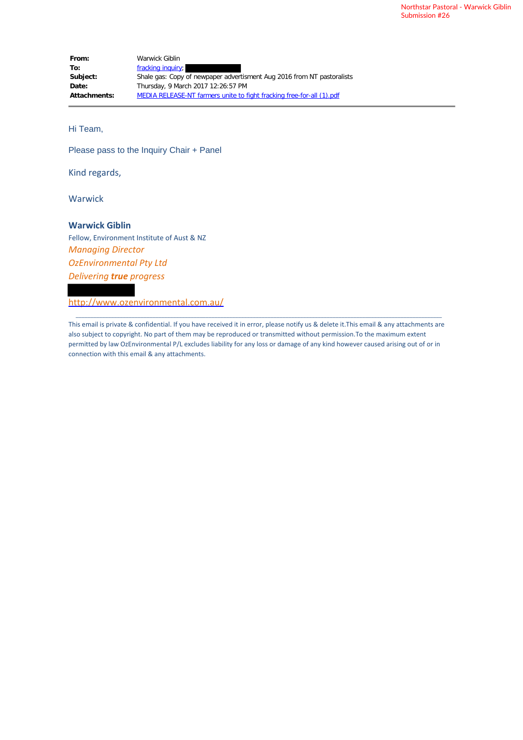Northstar Pastoral - Warwick Giblin
Submission #26

| | |
|---|---|
| **From:** | Warwick Giblin |
| **To:** | fracking inquiry; |
| **Subject:** | Shale gas: Copy of newpaper advertisment Aug 2016 from NT pastoralists |
| **Date:** | Thursday, 9 March 2017 12:26:57 PM |
| **Attachments:** | MEDIA RELEASE-NT farmers unite to fight fracking free-for-all (1).pdf |

Hi Team,

Please pass to the Inquiry Chair + Panel

Kind regards,

Warwick

**Warwick Giblin**
Fellow, Environment Institute of Aust & NZ
*Managing Director*
*OzEnvironmental Pty Ltd*
*Delivering **true** progress*

http://www.ozenvironmental.com.au/

---

This email is private & confidential. If you have received it in error, please notify us & delete it.This email & any attachments are also subject to copyright. No part of them may be reproduced or transmitted without permission.To the maximum extent permitted by law OzEnvironmental P/L excludes liability for any loss or damage of any kind however caused arising out of or in connection with this email & any attachments.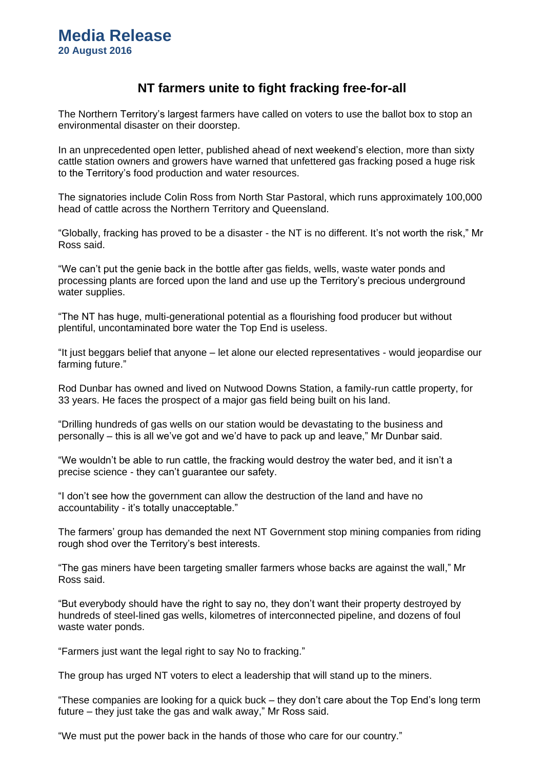# Media Release
**20 August 2016**

## NT farmers unite to fight fracking free-for-all

The Northern Territory's largest farmers have called on voters to use the ballot box to stop an environmental disaster on their doorstep.

In an unprecedented open letter, published ahead of next weekend's election, more than sixty cattle station owners and growers have warned that unfettered gas fracking posed a huge risk to the Territory's food production and water resources.

The signatories include Colin Ross from North Star Pastoral, which runs approximately 100,000 head of cattle across the Northern Territory and Queensland.

"Globally, fracking has proved to be a disaster - the NT is no different. It's not worth the risk," Mr Ross said.

"We can't put the genie back in the bottle after gas fields, wells, waste water ponds and processing plants are forced upon the land and use up the Territory's precious underground water supplies.

"The NT has huge, multi-generational potential as a flourishing food producer but without plentiful, uncontaminated bore water the Top End is useless.

"It just beggars belief that anyone – let alone our elected representatives - would jeopardise our farming future."

Rod Dunbar has owned and lived on Nutwood Downs Station, a family-run cattle property, for 33 years. He faces the prospect of a major gas field being built on his land.

"Drilling hundreds of gas wells on our station would be devastating to the business and personally – this is all we've got and we'd have to pack up and leave," Mr Dunbar said.

"We wouldn't be able to run cattle, the fracking would destroy the water bed, and it isn't a precise science - they can't guarantee our safety.

"I don't see how the government can allow the destruction of the land and have no accountability - it's totally unacceptable."

The farmers' group has demanded the next NT Government stop mining companies from riding rough shod over the Territory's best interests.

"The gas miners have been targeting smaller farmers whose backs are against the wall," Mr Ross said.

"But everybody should have the right to say no, they don't want their property destroyed by hundreds of steel-lined gas wells, kilometres of interconnected pipeline, and dozens of foul waste water ponds.

"Farmers just want the legal right to say No to fracking."

The group has urged NT voters to elect a leadership that will stand up to the miners.

"These companies are looking for a quick buck – they don't care about the Top End's long term future – they just take the gas and walk away," Mr Ross said.

"We must put the power back in the hands of those who care for our country."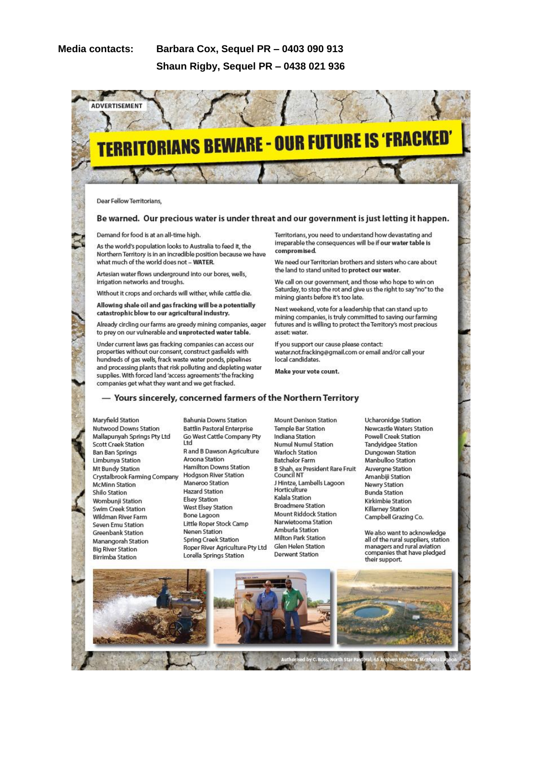**Media contacts:** **Barbara Cox, Sequel PR – 0403 090 913**

**Shaun Rigby, Sequel PR – 0438 021 936**

ADVERTISEMENT

# TERRITORIANS BEWARE - OUR FUTURE IS 'FRACKED'

Dear Fellow Territorians,

**Be warned. Our precious water is under threat and our government is just letting it happen.**

Demand for food is at an all-time high.

As the world's population looks to Australia to feed it, the Northern Territory is in an incredible position because we have what much of the world does not – **WATER.**

Artesian water flows underground into our bores, wells, irrigation networks and troughs.

Without it crops and orchards will wither, while cattle die.

**Allowing shale oil and gas fracking will be a potentially catastrophic blow to our agricultural industry.**

Already circling our farms are greedy mining companies, eager to prey on our vulnerable and **unprotected water table.**

Under current laws gas fracking companies can access our properties without our consent, construct gasfields with hundreds of gas wells, frack waste water ponds, pipelines and processing plants that risk polluting and depleting water supplies. With forced land 'access agreements' the fracking companies get what they want and we get fracked.

Territorians, you need to understand how devastating and irreparable the consequences will be if **our water table is compromised.**

We need our Territorian brothers and sisters who care about the land to stand united to **protect our water.**

We call on our government, and those who hope to win on Saturday, to stop the rot and give us the right to say "no" to the mining giants before it's too late.

Next weekend, vote for a leadership that can stand up to mining companies, is truly committed to saving our farming futures and is willing to protect the Territory's most precious asset: water.

If you support our cause please contact:
water.not.fracking@gmail.com or email and/or call your local candidates.

**Make your vote count.**

**— Yours sincerely, concerned farmers of the Northern Territory**

Maryfield Station
Nutwood Downs Station
Mallapunyah Springs Pty Ltd
Scott Creek Station
Ban Ban Springs
Limbunya Station
Mt Bundy Station
Crystalbrook Farming Company
McMinn Station
Shilo Station
Wombunji Station
Swim Creek Station
Wildman River Farm
Seven Emu Station
Greenbank Station
Manangorah Station
Big River Station
Birrimba Station
Bahunia Downs Station
Battlin Pastoral Enterprise
Go West Cattle Company Pty Ltd
R and B Dawson Agriculture
Aroona Station
Hamilton Downs Station
Hodgson River Station
Maneroo Station
Hazard Station
Elsey Station
West Elsey Station
Bone Lagoon
Little Roper Stock Camp
Nenen Station
Spring Creek Station
Roper River Agriculture Pty Ltd
Lorella Springs Station
Mount Denison Station
Temple Bar Station
Indiana Station
Numul Numul Station
Warloch Station
Batchelor Farm
B Shah, ex President Rare Fruit Council NT
J Hintze, Lambells Lagoon Horticulture
Kalala Station
Broadmere Station
Mount Riddock Station
Narwietooma Station
Amburla Station
Milton Park Station
Glen Helen Station
Derwent Station
Ucharonidge Station
Newcastle Waters Station
Powell Creek Station
Tandyidgee Station
Dungowan Station
Manbulloo Station
Auvergne Station
Amanbiji Station
Newry Station
Bunda Station
Kirkimbie Station
Killarney Station
Campbell Grazing Co.

We also want to acknowledge all of the rural suppliers, station managers and rural aviation companies that have pledged their support.

Authorised by C. Ross, North Star Pastoral, 65 Arnhem Highway, McMinns Lagoon